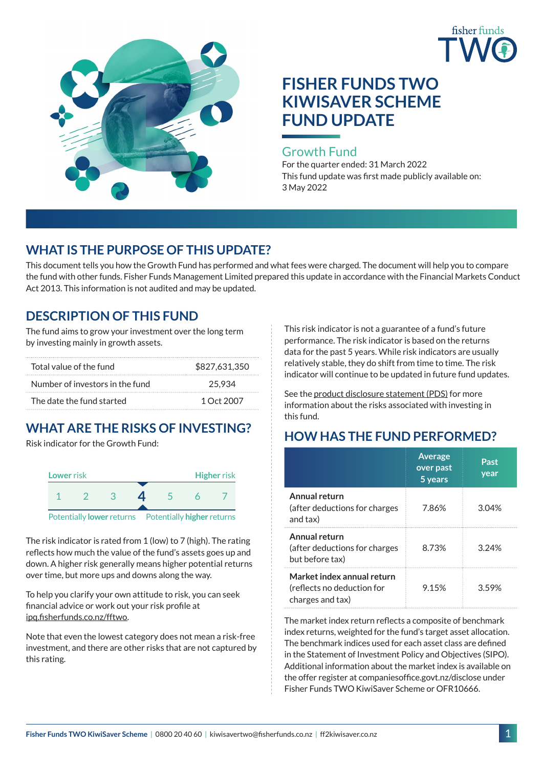fisher funds TWO

# FISHER FUNDS TWO KIWISAVER SCHEME FUND UPDATE

## Growth Fund

For the quarter ended: 31 March 2022

This fund update was first made publicly available on: 3 May 2022

## WHAT IS THE PURPOSE OF THIS UPDATE?

This document tells you how the Growth Fund has performed and what fees were charged. The document will help you to compare the fund with other funds. Fisher Funds Management Limited prepared this update in accordance with the Financial Markets Conduct Act 2013. This information is not audited and may be updated.

## DESCRIPTION OF THIS FUND

The fund aims to grow your investment over the long term by investing mainly in growth assets.

| | |
|---|---|
| Total value of the fund | $827,631,350 |
| Number of investors in the fund | 25,934 |
| The date the fund started | 1 Oct 2007 |

## WHAT ARE THE RISKS OF INVESTING?

Risk indicator for the Growth Fund:

| Lower risk | | | | | | Higher risk |
|---|---|---|---|---|---|---|
| 1 | 2 | 3 | **4** | 5 | 6 | 7 |
| Potentially **lower** returns | | | | | | Potentially **higher** returns |

The risk indicator is rated from 1 (low) to 7 (high). The rating reflects how much the value of the fund's assets goes up and down. A higher risk generally means higher potential returns over time, but more ups and downs along the way.

To help you clarify your own attitude to risk, you can seek financial advice or work out your risk profile at ipq.fisherfunds.co.nz/fftwo.

Note that even the lowest category does not mean a risk-free investment, and there are other risks that are not captured by this rating.

This risk indicator is not a guarantee of a fund's future performance. The risk indicator is based on the returns data for the past 5 years. While risk indicators are usually relatively stable, they do shift from time to time. The risk indicator will continue to be updated in future fund updates.

See the product disclosure statement (PDS) for more information about the risks associated with investing in this fund.

## HOW HAS THE FUND PERFORMED?

| | Average over past 5 years | Past year |
|---|---|---|
| **Annual return** (after deductions for charges and tax) | 7.86% | 3.04% |
| **Annual return** (after deductions for charges but before tax) | 8.73% | 3.24% |
| **Market index annual return** (reflects no deduction for charges and tax) | 9.15% | 3.59% |

The market index return reflects a composite of benchmark index returns, weighted for the fund's target asset allocation. The benchmark indices used for each asset class are defined in the Statement of Investment Policy and Objectives (SIPO). Additional information about the market index is available on the offer register at companiesoffice.govt.nz/disclose under Fisher Funds TWO KiwiSaver Scheme or OFR10666.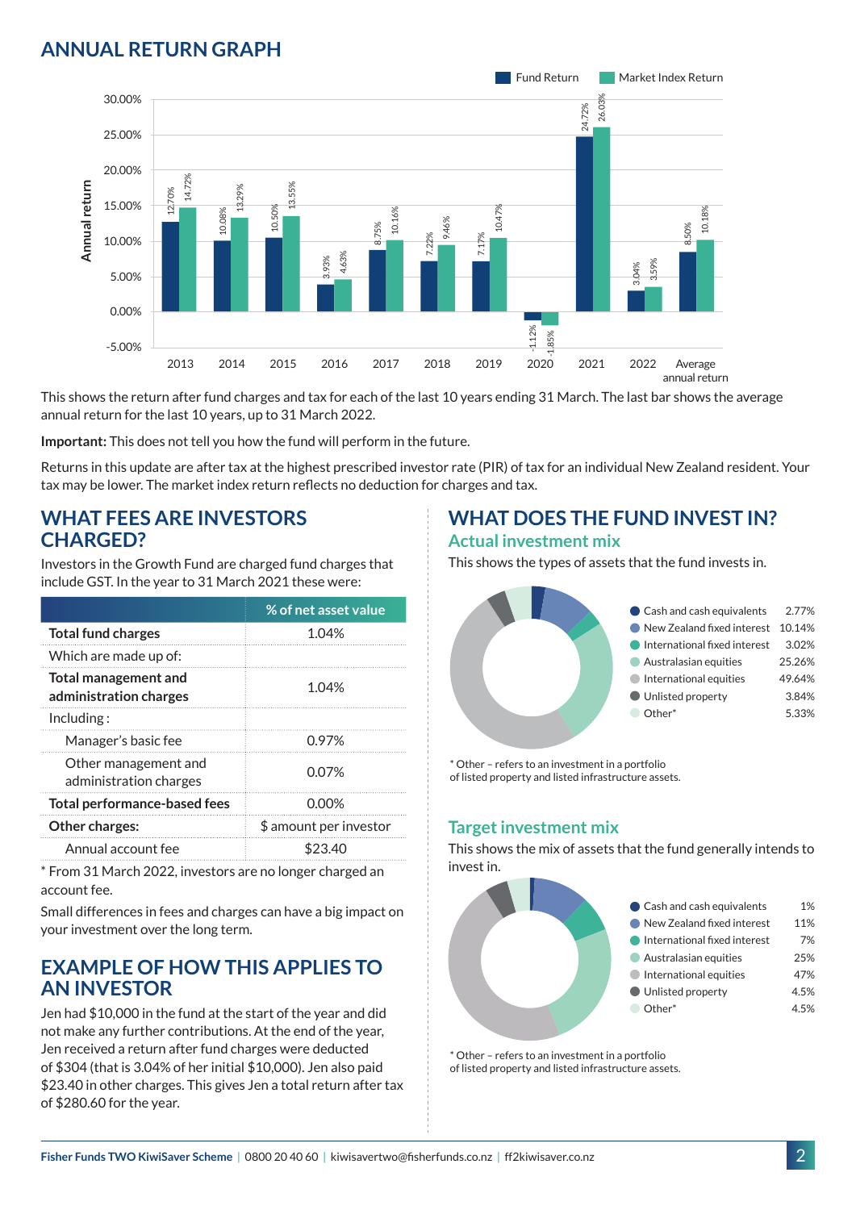## ANNUAL RETURN GRAPH

| Year | Fund Return | Market Index Return |
|---|---|---|
| 2013 | 12.70% | 14.72% |
| 2014 | 10.08% | 13.29% |
| 2015 | 10.50% | 13.55% |
| 2016 | 3.93% | 4.63% |
| 2017 | 8.75% | 10.16% |
| 2018 | 7.22% | 9.46% |
| 2019 | 7.17% | 10.47% |
| 2020 | -1.12% | -1.85% |
| 2021 | 24.72% | 26.03% |
| 2022 | 3.04% | 3.59% |
| Average annual return | 8.50% | 10.18% |

This shows the return after fund charges and tax for each of the last 10 years ending 31 March. The last bar shows the average annual return for the last 10 years, up to 31 March 2022.

**Important:** This does not tell you how the fund will perform in the future.

Returns in this update are after tax at the highest prescribed investor rate (PIR) of tax for an individual New Zealand resident. Your tax may be lower. The market index return reflects no deduction for charges and tax.

## WHAT FEES ARE INVESTORS CHARGED?

Investors in the Growth Fund are charged fund charges that include GST. In the year to 31 March 2021 these were:

| | % of net asset value |
|---|---|
| **Total fund charges** | 1.04% |
| Which are made up of: | |
| **Total management and administration charges** | 1.04% |
| Including : | |
| Manager's basic fee | 0.97% |
| Other management and administration charges | 0.07% |
| **Total performance-based fees** | 0.00% |
| **Other charges:** | $ amount per investor |
| Annual account fee | $23.40 |

* From 31 March 2022, investors are no longer charged an account fee.

Small differences in fees and charges can have a big impact on your investment over the long term.

## EXAMPLE OF HOW THIS APPLIES TO AN INVESTOR

Jen had $10,000 in the fund at the start of the year and did not make any further contributions. At the end of the year, Jen received a return after fund charges were deducted of $304 (that is 3.04% of her initial $10,000). Jen also paid $23.40 in other charges. This gives Jen a total return after tax of $280.60 for the year.

## WHAT DOES THE FUND INVEST IN?

### Actual investment mix

This shows the types of assets that the fund invests in.

| Asset | % |
|---|---|
| Cash and cash equivalents | 2.77% |
| New Zealand fixed interest | 10.14% |
| International fixed interest | 3.02% |
| Australasian equities | 25.26% |
| International equities | 49.64% |
| Unlisted property | 3.84% |
| Other* | 5.33% |

* Other – refers to an investment in a portfolio of listed property and listed infrastructure assets.

### Target investment mix

This shows the mix of assets that the fund generally intends to invest in.

| Asset | % |
|---|---|
| Cash and cash equivalents | 1% |
| New Zealand fixed interest | 11% |
| International fixed interest | 7% |
| Australasian equities | 25% |
| International equities | 47% |
| Unlisted property | 4.5% |
| Other* | 4.5% |

* Other – refers to an investment in a portfolio of listed property and listed infrastructure assets.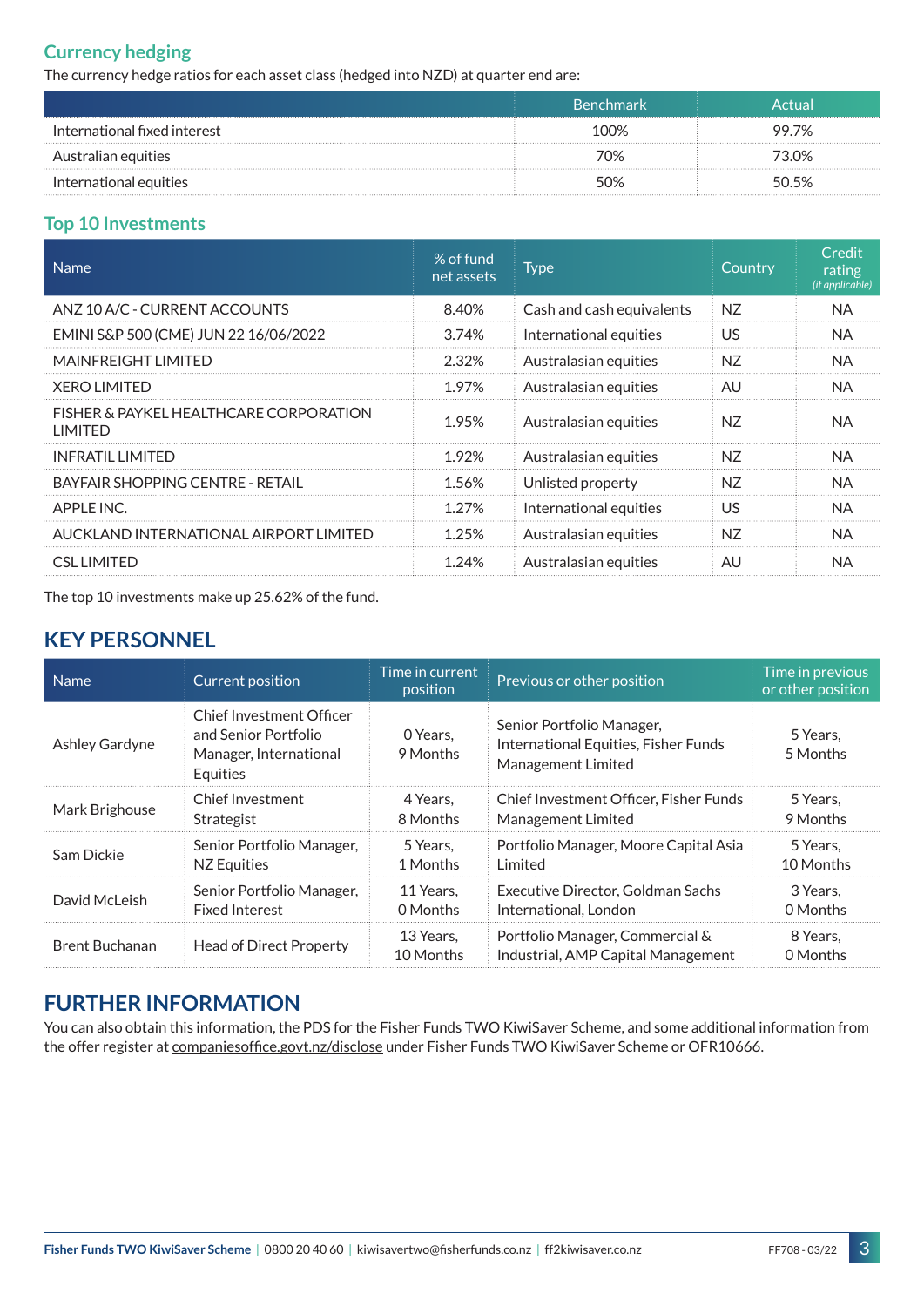## Currency hedging

The currency hedge ratios for each asset class (hedged into NZD) at quarter end are:

| | Benchmark | Actual |
|---|---|---|
| International fixed interest | 100% | 99.7% |
| Australian equities | 70% | 73.0% |
| International equities | 50% | 50.5% |

## Top 10 Investments

| Name | % of fund net assets | Type | Country | Credit rating *(if applicable)* |
|---|---|---|---|---|
| ANZ 10 A/C - CURRENT ACCOUNTS | 8.40% | Cash and cash equivalents | NZ | NA |
| EMINI S&P 500 (CME) JUN 22 16/06/2022 | 3.74% | International equities | US | NA |
| MAINFREIGHT LIMITED | 2.32% | Australasian equities | NZ | NA |
| XERO LIMITED | 1.97% | Australasian equities | AU | NA |
| FISHER & PAYKEL HEALTHCARE CORPORATION LIMITED | 1.95% | Australasian equities | NZ | NA |
| INFRATIL LIMITED | 1.92% | Australasian equities | NZ | NA |
| BAYFAIR SHOPPING CENTRE - RETAIL | 1.56% | Unlisted property | NZ | NA |
| APPLE INC. | 1.27% | International equities | US | NA |
| AUCKLAND INTERNATIONAL AIRPORT LIMITED | 1.25% | Australasian equities | NZ | NA |
| CSL LIMITED | 1.24% | Australasian equities | AU | NA |

The top 10 investments make up 25.62% of the fund.

## KEY PERSONNEL

| Name | Current position | Time in current position | Previous or other position | Time in previous or other position |
|---|---|---|---|---|
| Ashley Gardyne | Chief Investment Officer and Senior Portfolio Manager, International Equities | 0 Years, 9 Months | Senior Portfolio Manager, International Equities, Fisher Funds Management Limited | 5 Years, 5 Months |
| Mark Brighouse | Chief Investment Strategist | 4 Years, 8 Months | Chief Investment Officer, Fisher Funds Management Limited | 5 Years, 9 Months |
| Sam Dickie | Senior Portfolio Manager, NZ Equities | 5 Years, 1 Months | Portfolio Manager, Moore Capital Asia Limited | 5 Years, 10 Months |
| David McLeish | Senior Portfolio Manager, Fixed Interest | 11 Years, 0 Months | Executive Director, Goldman Sachs International, London | 3 Years, 0 Months |
| Brent Buchanan | Head of Direct Property | 13 Years, 10 Months | Portfolio Manager, Commercial & Industrial, AMP Capital Management | 8 Years, 0 Months |

## FURTHER INFORMATION

You can also obtain this information, the PDS for the Fisher Funds TWO KiwiSaver Scheme, and some additional information from the offer register at companiesoffice.govt.nz/disclose under Fisher Funds TWO KiwiSaver Scheme or OFR10666.